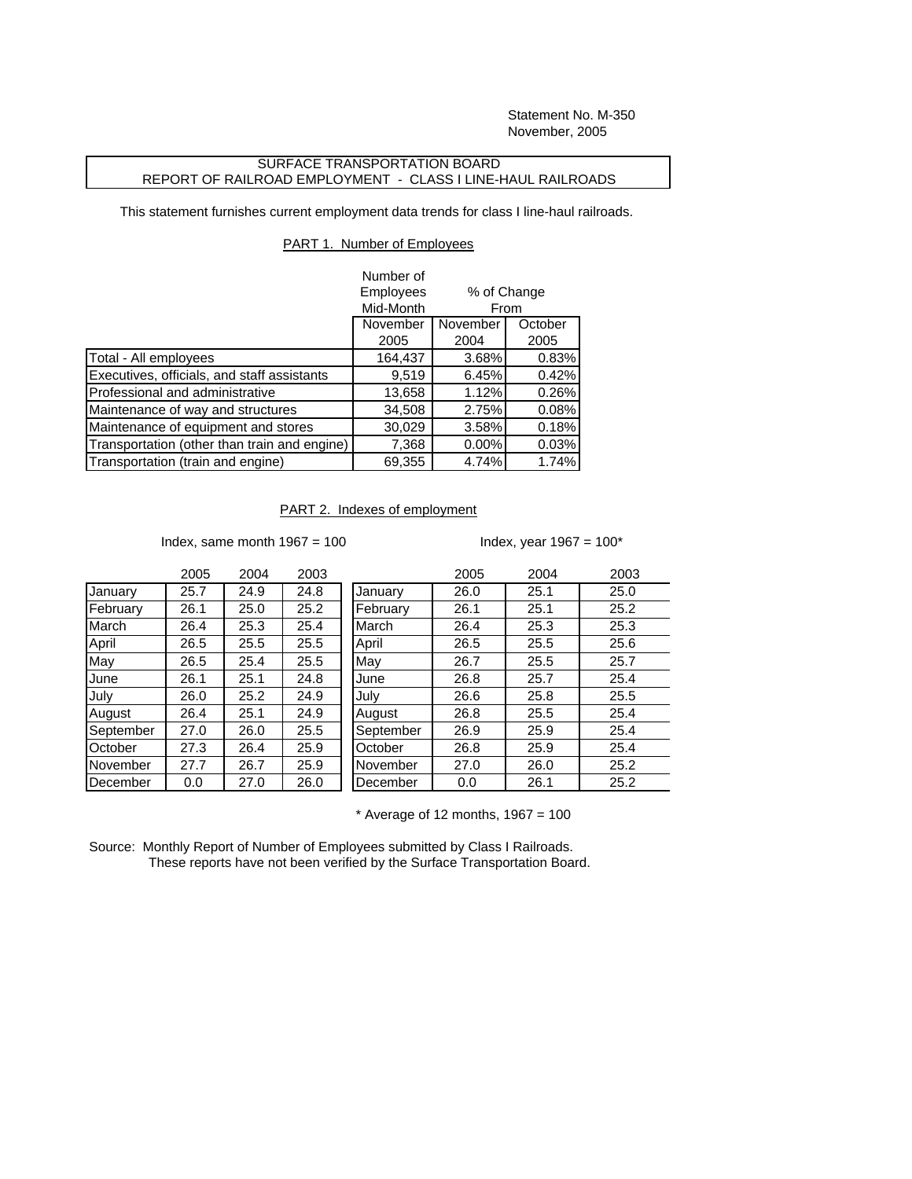Statement No. M-350
November, 2005

# SURFACE TRANSPORTATION BOARD
## REPORT OF RAILROAD EMPLOYMENT - CLASS I LINE-HAUL RAILROADS

This statement furnishes current employment data trends for class I line-haul railroads.

### PART 1. Number of Employees

| | Number of Employees Mid-Month | % of Change From | |
|---|---|---|---|
| | November 2005 | November 2004 | October 2005 |
| Total - All employees | 164,437 | 3.68% | 0.83% |
| Executives, officials, and staff assistants | 9,519 | 6.45% | 0.42% |
| Professional and administrative | 13,658 | 1.12% | 0.26% |
| Maintenance of way and structures | 34,508 | 2.75% | 0.08% |
| Maintenance of equipment and stores | 30,029 | 3.58% | 0.18% |
| Transportation (other than train and engine) | 7,368 | 0.00% | 0.03% |
| Transportation (train and engine) | 69,355 | 4.74% | 1.74% |

### PART 2. Indexes of employment

Index, same month 1967 = 100

| | 2005 | 2004 | 2003 |
|---|---|---|---|
| January | 25.7 | 24.9 | 24.8 |
| February | 26.1 | 25.0 | 25.2 |
| March | 26.4 | 25.3 | 25.4 |
| April | 26.5 | 25.5 | 25.5 |
| May | 26.5 | 25.4 | 25.5 |
| June | 26.1 | 25.1 | 24.8 |
| July | 26.0 | 25.2 | 24.9 |
| August | 26.4 | 25.1 | 24.9 |
| September | 27.0 | 26.0 | 25.5 |
| October | 27.3 | 26.4 | 25.9 |
| November | 27.7 | 26.7 | 25.9 |
| December | 0.0 | 27.0 | 26.0 |

Index, year 1967 = 100*

| | 2005 | 2004 | 2003 |
|---|---|---|---|
| January | 26.0 | 25.1 | 25.0 |
| February | 26.1 | 25.1 | 25.2 |
| March | 26.4 | 25.3 | 25.3 |
| April | 26.5 | 25.5 | 25.6 |
| May | 26.7 | 25.5 | 25.7 |
| June | 26.8 | 25.7 | 25.4 |
| July | 26.6 | 25.8 | 25.5 |
| August | 26.8 | 25.5 | 25.4 |
| September | 26.9 | 25.9 | 25.4 |
| October | 26.8 | 25.9 | 25.4 |
| November | 27.0 | 26.0 | 25.2 |
| December | 0.0 | 26.1 | 25.2 |

* Average of 12 months, 1967 = 100

Source: Monthly Report of Number of Employees submitted by Class I Railroads.
These reports have not been verified by the Surface Transportation Board.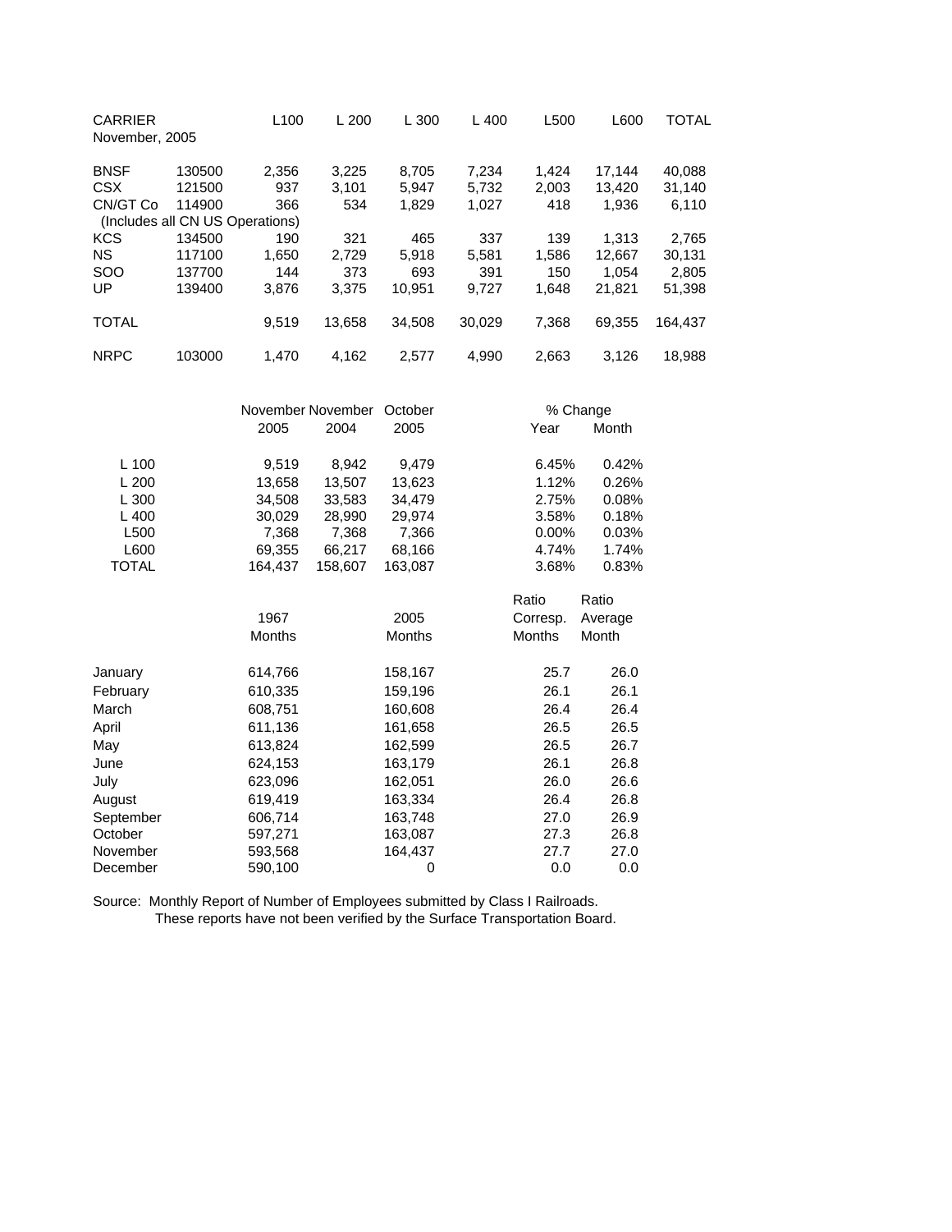| CARRIER | | L100 | L 200 | L 300 | L 400 | L500 | L600 | TOTAL |
|---|---|---|---|---|---|---|---|---|
| November, 2005 | | | | | | | | |
| BNSF | 130500 | 2,356 | 3,225 | 8,705 | 7,234 | 1,424 | 17,144 | 40,088 |
| CSX | 121500 | 937 | 3,101 | 5,947 | 5,732 | 2,003 | 13,420 | 31,140 |
| CN/GT Co | 114900 | 366 | 534 | 1,829 | 1,027 | 418 | 1,936 | 6,110 |
| (Includes all CN US Operations) | | | | | | | | |
| KCS | 134500 | 190 | 321 | 465 | 337 | 139 | 1,313 | 2,765 |
| NS | 117100 | 1,650 | 2,729 | 5,918 | 5,581 | 1,586 | 12,667 | 30,131 |
| SOO | 137700 | 144 | 373 | 693 | 391 | 150 | 1,054 | 2,805 |
| UP | 139400 | 3,876 | 3,375 | 10,951 | 9,727 | 1,648 | 21,821 | 51,398 |
| TOTAL | | 9,519 | 13,658 | 34,508 | 30,029 | 7,368 | 69,355 | 164,437 |
| NRPC | 103000 | 1,470 | 4,162 | 2,577 | 4,990 | 2,663 | 3,126 | 18,988 |

| | November 2005 | November 2004 | October 2005 | % Change Year | % Change Month |
|---|---|---|---|---|---|
| L 100 | 9,519 | 8,942 | 9,479 | 6.45% | 0.42% |
| L 200 | 13,658 | 13,507 | 13,623 | 1.12% | 0.26% |
| L 300 | 34,508 | 33,583 | 34,479 | 2.75% | 0.08% |
| L 400 | 30,029 | 28,990 | 29,974 | 3.58% | 0.18% |
| L500 | 7,368 | 7,368 | 7,366 | 0.00% | 0.03% |
| L600 | 69,355 | 66,217 | 68,166 | 4.74% | 1.74% |
| TOTAL | 164,437 | 158,607 | 163,087 | 3.68% | 0.83% |

| | 1967 Months | 2005 Months | Ratio Corresp. Months | Ratio Average Month |
|---|---|---|---|---|
| January | 614,766 | 158,167 | 25.7 | 26.0 |
| February | 610,335 | 159,196 | 26.1 | 26.1 |
| March | 608,751 | 160,608 | 26.4 | 26.4 |
| April | 611,136 | 161,658 | 26.5 | 26.5 |
| May | 613,824 | 162,599 | 26.5 | 26.7 |
| June | 624,153 | 163,179 | 26.1 | 26.8 |
| July | 623,096 | 162,051 | 26.0 | 26.6 |
| August | 619,419 | 163,334 | 26.4 | 26.8 |
| September | 606,714 | 163,748 | 27.0 | 26.9 |
| October | 597,271 | 163,087 | 27.3 | 26.8 |
| November | 593,568 | 164,437 | 27.7 | 27.0 |
| December | 590,100 | 0 | 0.0 | 0.0 |

Source: Monthly Report of Number of Employees submitted by Class I Railroads.
These reports have not been verified by the Surface Transportation Board.